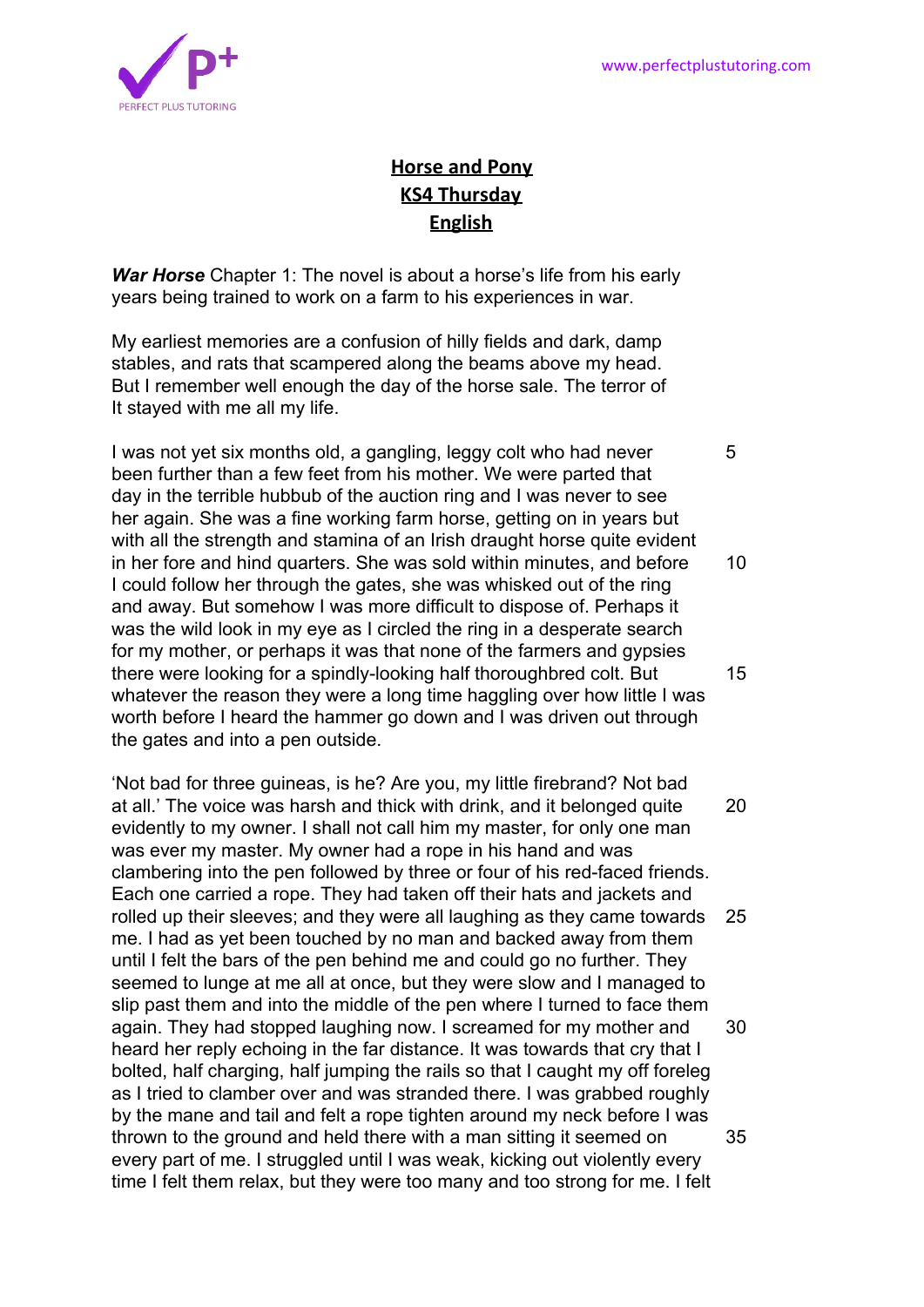**Horse and Pony**
**KS4 Thursday**
**English**

***War Horse*** Chapter 1: The novel is about a horse's life from his early years being trained to work on a farm to his experiences in war.

My earliest memories are a confusion of hilly fields and dark, damp stables, and rats that scampered along the beams above my head. But I remember well enough the day of the horse sale. The terror of It stayed with me all my life.

I was not yet six months old, a gangling, leggy colt who had never been further than a few feet from his mother. We were parted that day in the terrible hubbub of the auction ring and I was never to see her again. She was a fine working farm horse, getting on in years but with all the strength and stamina of an Irish draught horse quite evident in her fore and hind quarters. She was sold within minutes, and before I could follow her through the gates, she was whisked out of the ring and away. But somehow I was more difficult to dispose of. Perhaps it was the wild look in my eye as I circled the ring in a desperate search for my mother, or perhaps it was that none of the farmers and gypsies there were looking for a spindly-looking half thoroughbred colt. But whatever the reason they were a long time haggling over how little I was worth before I heard the hammer go down and I was driven out through the gates and into a pen outside.

'Not bad for three guineas, is he? Are you, my little firebrand? Not bad at all.' The voice was harsh and thick with drink, and it belonged quite evidently to my owner. I shall not call him my master, for only one man was ever my master. My owner had a rope in his hand and was clambering into the pen followed by three or four of his red-faced friends. Each one carried a rope. They had taken off their hats and jackets and rolled up their sleeves; and they were all laughing as they came towards me. I had as yet been touched by no man and backed away from them until I felt the bars of the pen behind me and could go no further. They seemed to lunge at me all at once, but they were slow and I managed to slip past them and into the middle of the pen where I turned to face them again. They had stopped laughing now. I screamed for my mother and heard her reply echoing in the far distance. It was towards that cry that I bolted, half charging, half jumping the rails so that I caught my off foreleg as I tried to clamber over and was stranded there. I was grabbed roughly by the mane and tail and felt a rope tighten around my neck before I was thrown to the ground and held there with a man sitting it seemed on every part of me. I struggled until I was weak, kicking out violently every time I felt them relax, but they were too many and too strong for me. I felt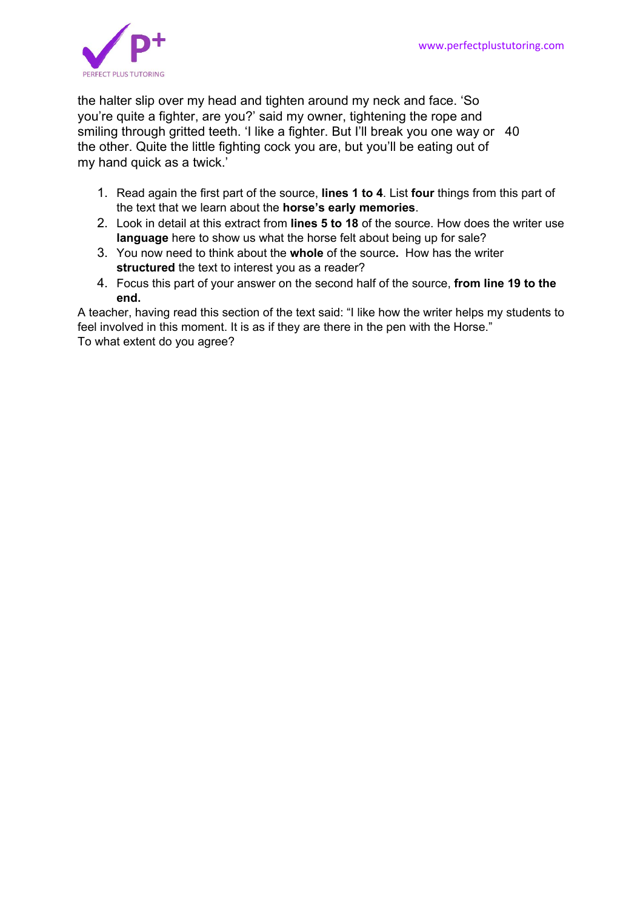the halter slip over my head and tighten around my neck and face. 'So you're quite a fighter, are you?' said my owner, tightening the rope and smiling through gritted teeth. 'I like a fighter. But I'll break you one way or 40 the other. Quite the little fighting cock you are, but you'll be eating out of my hand quick as a twick.'

1. Read again the first part of the source, **lines 1 to 4**. List **four** things from this part of the text that we learn about the **horse's early memories**.
2. Look in detail at this extract from **lines 5 to 18** of the source. How does the writer use **language** here to show us what the horse felt about being up for sale?
3. You now need to think about the **whole** of the source**.** How has the writer **structured** the text to interest you as a reader?
4. Focus this part of your answer on the second half of the source, **from line 19 to the end.**

A teacher, having read this section of the text said: "I like how the writer helps my students to feel involved in this moment. It is as if they are there in the pen with the Horse."
To what extent do you agree?